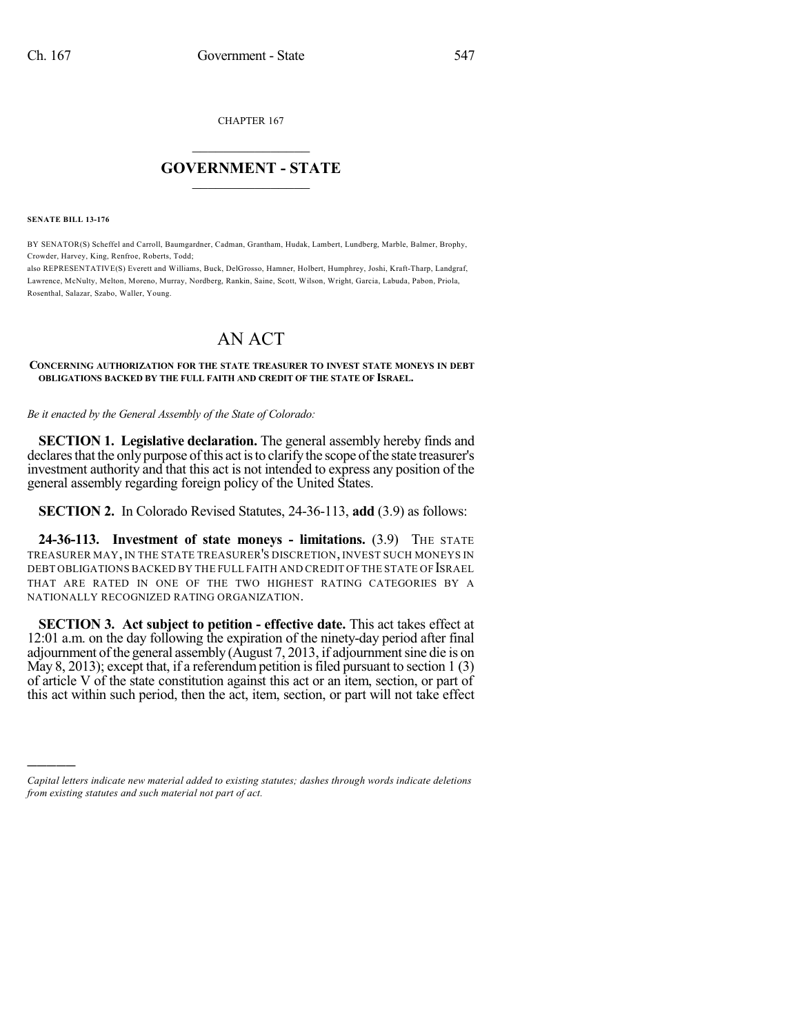CHAPTER 167

# GOVERNMENT - STATE

**SENATE BILL 13-176**

BY SENATOR(S) Scheffel and Carroll, Baumgardner, Cadman, Grantham, Hudak, Lambert, Lundberg, Marble, Balmer, Brophy, Crowder, Harvey, King, Renfroe, Roberts, Todd;
also REPRESENTATIVE(S) Everett and Williams, Buck, DelGrosso, Hamner, Holbert, Humphrey, Joshi, Kraft-Tharp, Landgraf, Lawrence, McNulty, Melton, Moreno, Murray, Nordberg, Rankin, Saine, Scott, Wilson, Wright, Garcia, Labuda, Pabon, Priola, Rosenthal, Salazar, Szabo, Waller, Young.

# AN ACT

**CONCERNING AUTHORIZATION FOR THE STATE TREASURER TO INVEST STATE MONEYS IN DEBT OBLIGATIONS BACKED BY THE FULL FAITH AND CREDIT OF THE STATE OF ISRAEL.**

*Be it enacted by the General Assembly of the State of Colorado:*

**SECTION 1. Legislative declaration.** The general assembly hereby finds and declares that the only purpose of this act is to clarify the scope of the state treasurer's investment authority and that this act is not intended to express any position of the general assembly regarding foreign policy of the United States.

**SECTION 2.** In Colorado Revised Statutes, 24-36-113, **add** (3.9) as follows:

**24-36-113. Investment of state moneys - limitations.** (3.9) THE STATE TREASURER MAY, IN THE STATE TREASURER'S DISCRETION, INVEST SUCH MONEYS IN DEBT OBLIGATIONS BACKED BY THE FULL FAITH AND CREDIT OF THE STATE OF ISRAEL THAT ARE RATED IN ONE OF THE TWO HIGHEST RATING CATEGORIES BY A NATIONALLY RECOGNIZED RATING ORGANIZATION.

**SECTION 3. Act subject to petition - effective date.** This act takes effect at 12:01 a.m. on the day following the expiration of the ninety-day period after final adjournment of the general assembly (August 7, 2013, if adjournment sine die is on May 8, 2013); except that, if a referendum petition is filed pursuant to section 1 (3) of article V of the state constitution against this act or an item, section, or part of this act within such period, then the act, item, section, or part will not take effect

---

*Capital letters indicate new material added to existing statutes; dashes through words indicate deletions from existing statutes and such material not part of act.*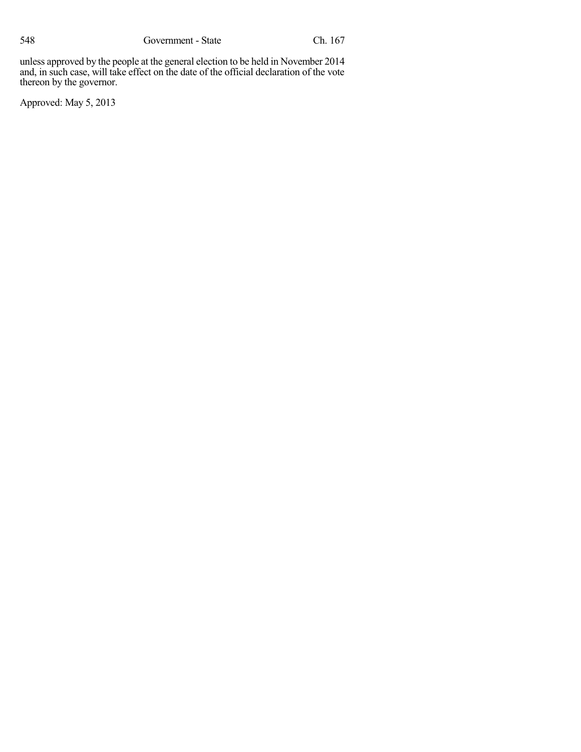unless approved by the people at the general election to be held in November 2014 and, in such case, will take effect on the date of the official declaration of the vote thereon by the governor.

Approved: May 5, 2013